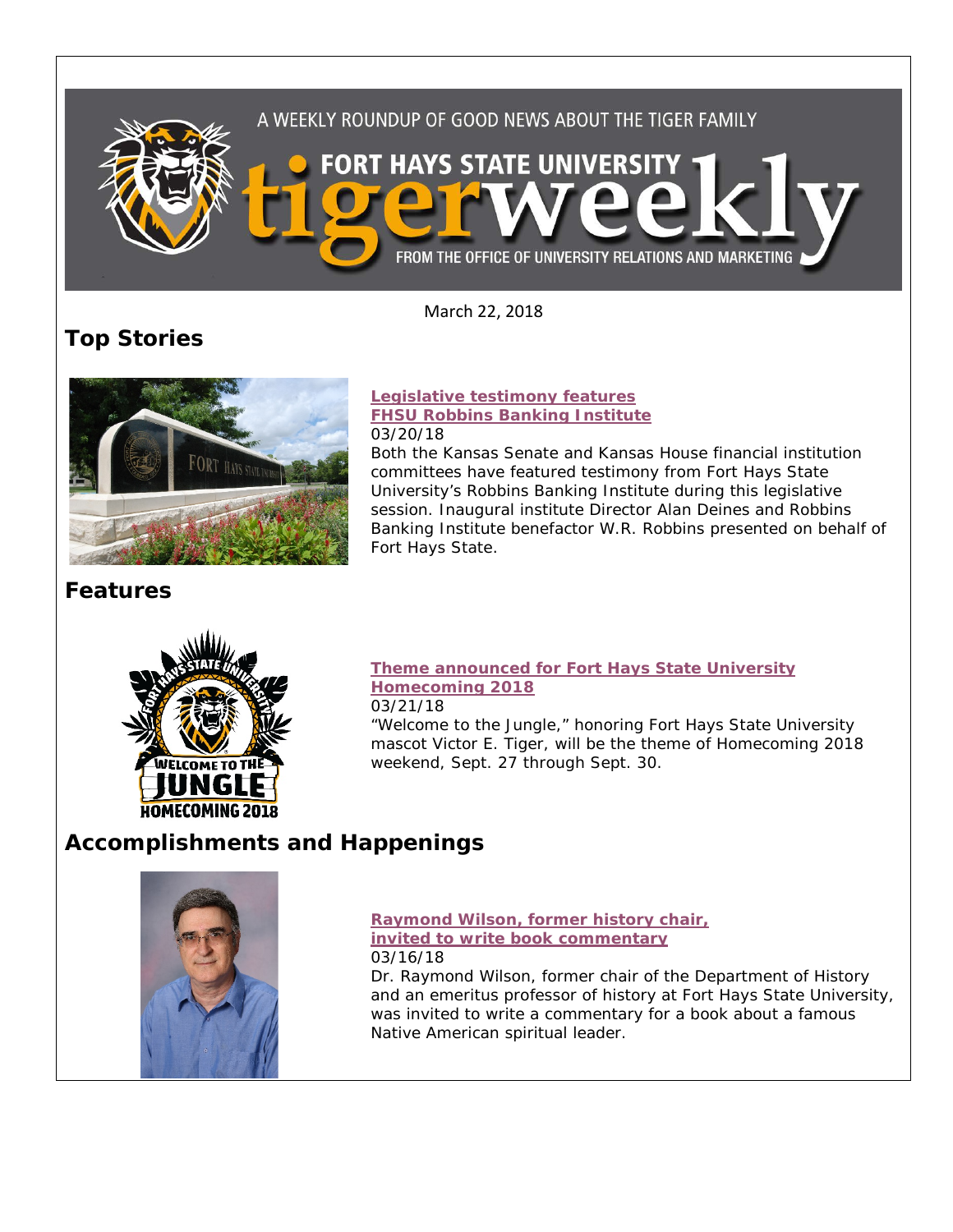A WEEKLY ROUNDUP OF GOOD NEWS ABOUT THE TIGER FAMILY

FORT HAYS STATE UNIVERSITY

# tigerweekly

FROM THE OFFICE OF UNIVERSITY RELATIONS AND MARKETING

March 22, 2018

## Top Stories

**Legislative testimony features FHSU Robbins Banking Institute**
03/20/18
Both the Kansas Senate and Kansas House financial institution committees have featured testimony from Fort Hays State University's Robbins Banking Institute during this legislative session. Inaugural institute Director Alan Deines and Robbins Banking Institute benefactor W.R. Robbins presented on behalf of Fort Hays State.

## Features

**Theme announced for Fort Hays State University Homecoming 2018**
03/21/18
"Welcome to the Jungle," honoring Fort Hays State University mascot Victor E. Tiger, will be the theme of Homecoming 2018 weekend, Sept. 27 through Sept. 30.

## Accomplishments and Happenings

**Raymond Wilson, former history chair, invited to write book commentary**
03/16/18
Dr. Raymond Wilson, former chair of the Department of History and an emeritus professor of history at Fort Hays State University, was invited to write a commentary for a book about a famous Native American spiritual leader.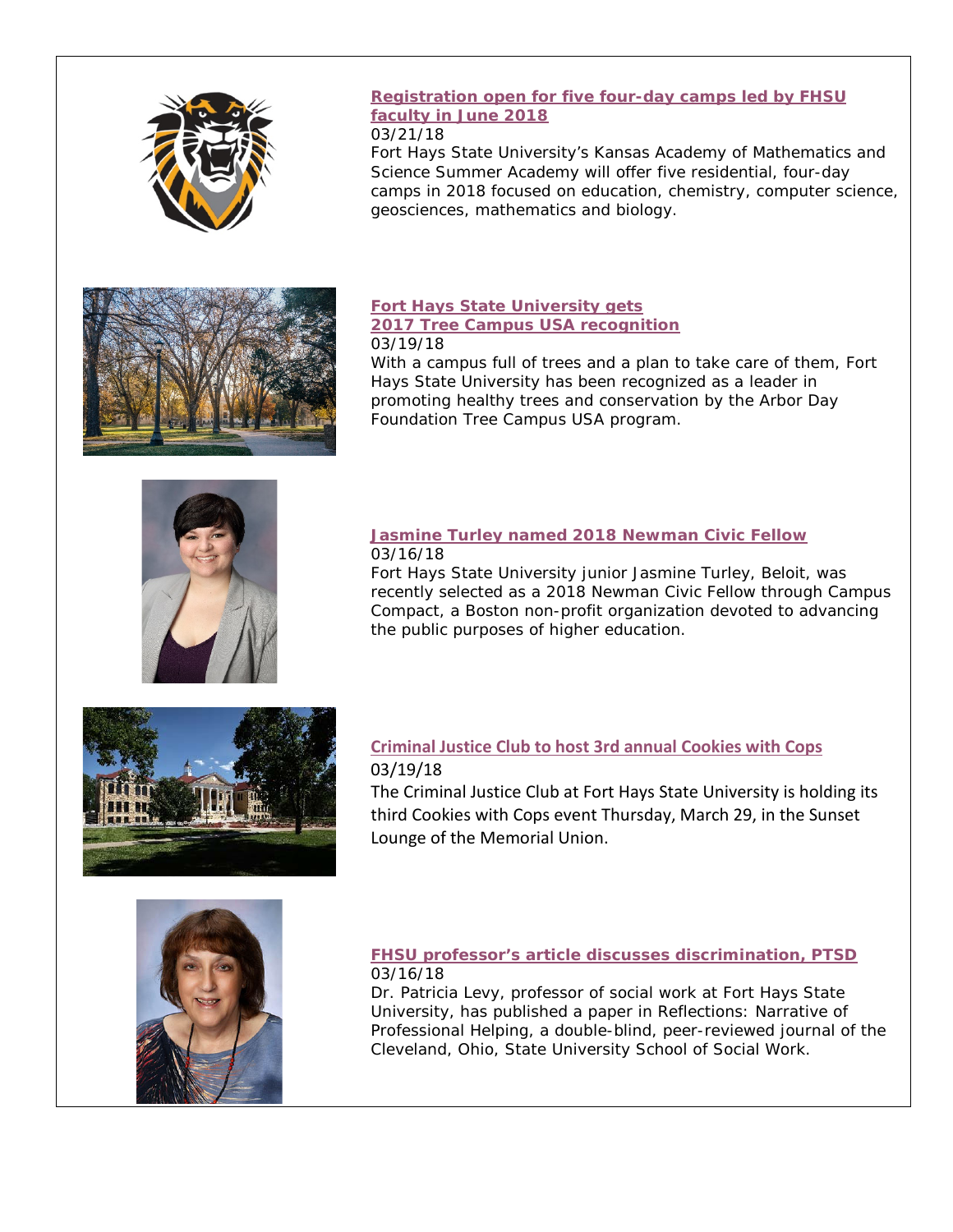### Registration open for five four-day camps led by FHSU faculty in June 2018

03/21/18

Fort Hays State University's Kansas Academy of Mathematics and Science Summer Academy will offer five residential, four-day camps in 2018 focused on education, chemistry, computer science, geosciences, mathematics and biology.

### Fort Hays State University gets 2017 Tree Campus USA recognition

03/19/18

With a campus full of trees and a plan to take care of them, Fort Hays State University has been recognized as a leader in promoting healthy trees and conservation by the Arbor Day Foundation Tree Campus USA program.

### Jasmine Turley named 2018 Newman Civic Fellow

03/16/18

Fort Hays State University junior Jasmine Turley, Beloit, was recently selected as a 2018 Newman Civic Fellow through Campus Compact, a Boston non-profit organization devoted to advancing the public purposes of higher education.

### Criminal Justice Club to host 3rd annual Cookies with Cops

03/19/18

The Criminal Justice Club at Fort Hays State University is holding its third Cookies with Cops event Thursday, March 29, in the Sunset Lounge of the Memorial Union.

### FHSU professor's article discusses discrimination, PTSD

03/16/18

Dr. Patricia Levy, professor of social work at Fort Hays State University, has published a paper in Reflections: Narrative of Professional Helping, a double-blind, peer-reviewed journal of the Cleveland, Ohio, State University School of Social Work.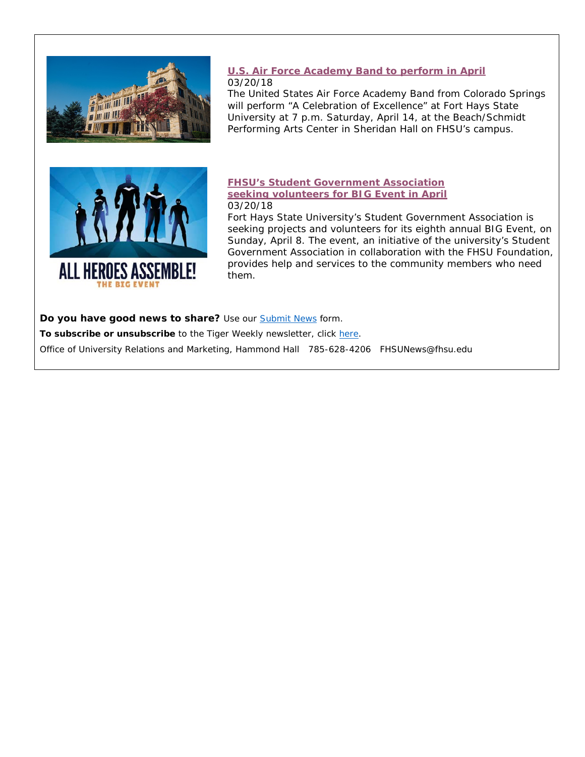### [U.S. Air Force Academy Band to perform in April]

03/20/18

The United States Air Force Academy Band from Colorado Springs will perform "A Celebration of Excellence" at Fort Hays State University at 7 p.m. Saturday, April 14, at the Beach/Schmidt Performing Arts Center in Sheridan Hall on FHSU's campus.

### [FHSU's Student Government Association seeking volunteers for BIG Event in April]

03/20/18

Fort Hays State University's Student Government Association is seeking projects and volunteers for its eighth annual BIG Event, on Sunday, April 8. The event, an initiative of the university's Student Government Association in collaboration with the FHSU Foundation, provides help and services to the community members who need them.

**Do you have good news to share?** Use our Submit News form.

**To subscribe or unsubscribe** to the Tiger Weekly newsletter, click here.

Office of University Relations and Marketing, Hammond Hall 785-628-4206 FHSUNews@fhsu.edu